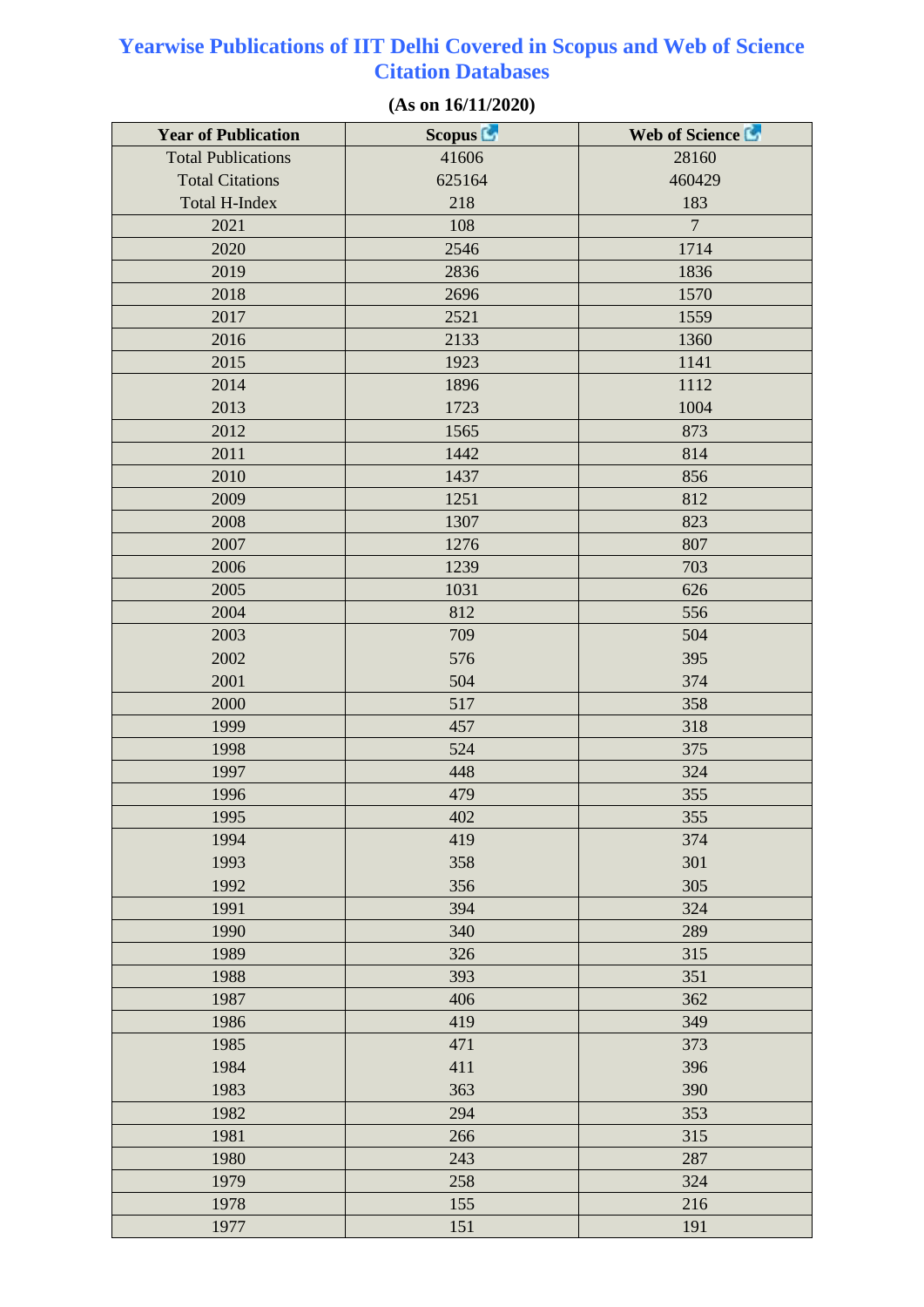# Yearwise Publications of IIT Delhi Covered in Scopus and Web of Science Citation Databases

**(As on 16/11/2020)**

| Year of Publication | Scopus | Web of Science |
|---|---|---|
| Total Publications | 41606 | 28160 |
| Total Citations | 625164 | 460429 |
| Total H-Index | 218 | 183 |
| 2021 | 108 | 7 |
| 2020 | 2546 | 1714 |
| 2019 | 2836 | 1836 |
| 2018 | 2696 | 1570 |
| 2017 | 2521 | 1559 |
| 2016 | 2133 | 1360 |
| 2015 | 1923 | 1141 |
| 2014 | 1896 | 1112 |
| 2013 | 1723 | 1004 |
| 2012 | 1565 | 873 |
| 2011 | 1442 | 814 |
| 2010 | 1437 | 856 |
| 2009 | 1251 | 812 |
| 2008 | 1307 | 823 |
| 2007 | 1276 | 807 |
| 2006 | 1239 | 703 |
| 2005 | 1031 | 626 |
| 2004 | 812 | 556 |
| 2003 | 709 | 504 |
| 2002 | 576 | 395 |
| 2001 | 504 | 374 |
| 2000 | 517 | 358 |
| 1999 | 457 | 318 |
| 1998 | 524 | 375 |
| 1997 | 448 | 324 |
| 1996 | 479 | 355 |
| 1995 | 402 | 355 |
| 1994 | 419 | 374 |
| 1993 | 358 | 301 |
| 1992 | 356 | 305 |
| 1991 | 394 | 324 |
| 1990 | 340 | 289 |
| 1989 | 326 | 315 |
| 1988 | 393 | 351 |
| 1987 | 406 | 362 |
| 1986 | 419 | 349 |
| 1985 | 471 | 373 |
| 1984 | 411 | 396 |
| 1983 | 363 | 390 |
| 1982 | 294 | 353 |
| 1981 | 266 | 315 |
| 1980 | 243 | 287 |
| 1979 | 258 | 324 |
| 1978 | 155 | 216 |
| 1977 | 151 | 191 |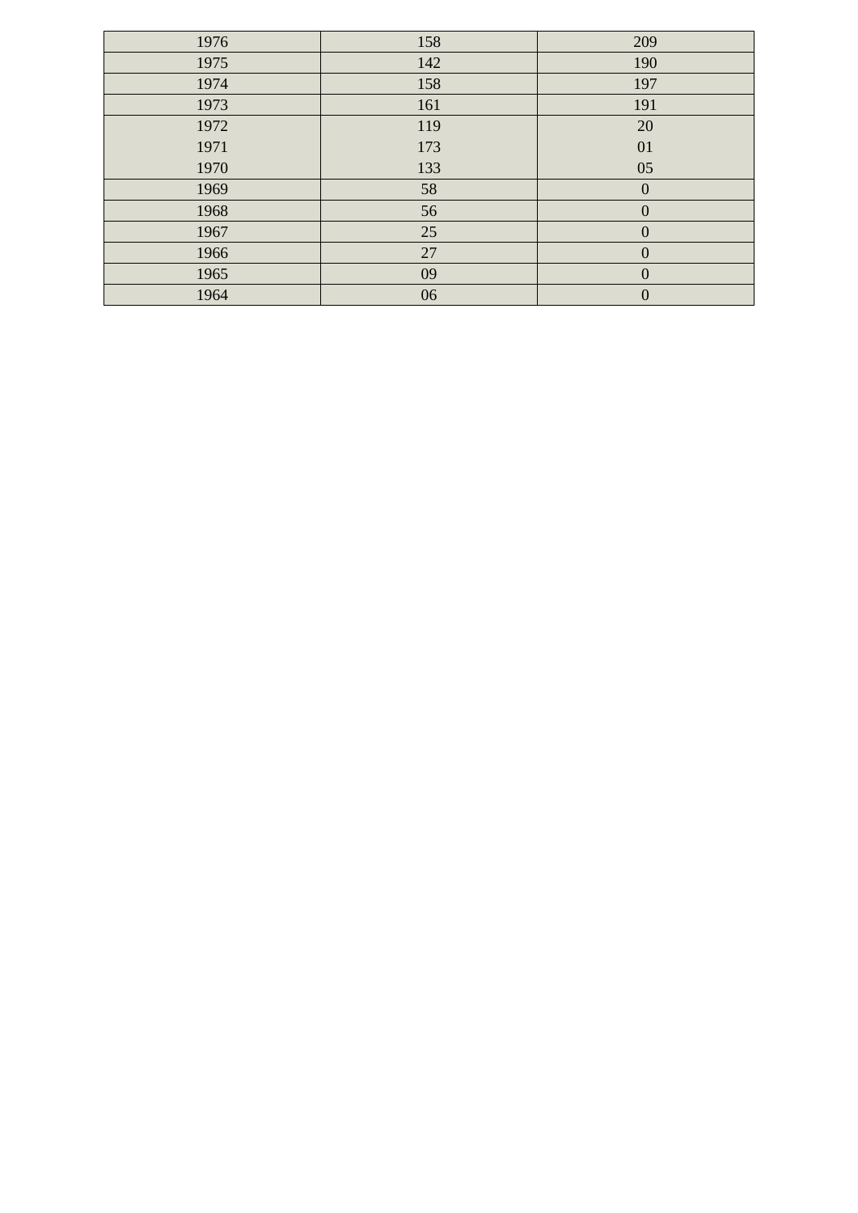| | | |
|---|---|---|
| 1976 | 158 | 209 |
| 1975 | 142 | 190 |
| 1974 | 158 | 197 |
| 1973 | 161 | 191 |
| 1972 | 119 | 20 |
| 1971 | 173 | 01 |
| 1970 | 133 | 05 |
| 1969 | 58 | 0 |
| 1968 | 56 | 0 |
| 1967 | 25 | 0 |
| 1966 | 27 | 0 |
| 1965 | 09 | 0 |
| 1964 | 06 | 0 |